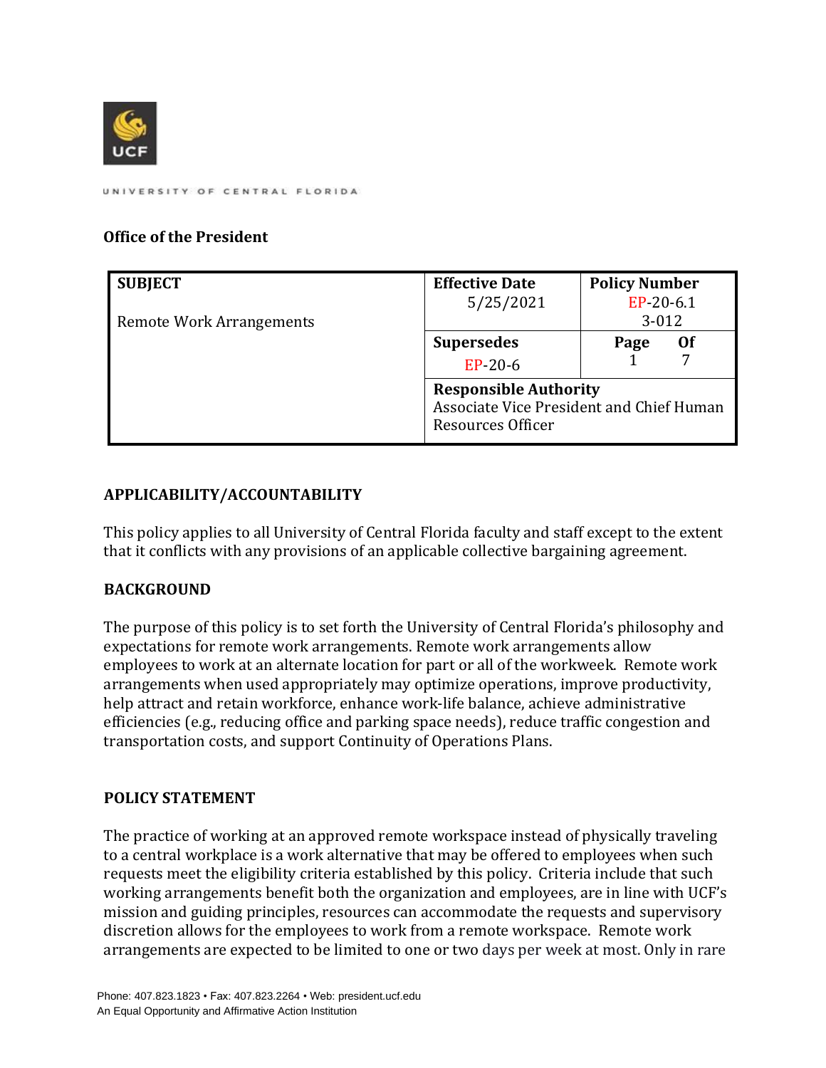UNIVERSITY OF CENTRAL FLORIDA

**Office of the President**

| SUBJECT | Effective Date | Policy Number |
|---|---|---|
| Remote Work Arrangements | 5/25/2021 | EP-20-6.1<br>3-012 |
| | **Supersedes**<br>EP-20-6 | **Page** 1 **Of** 7 |
| | **Responsible Authority**<br>Associate Vice President and Chief Human Resources Officer | |

## APPLICABILITY/ACCOUNTABILITY

This policy applies to all University of Central Florida faculty and staff except to the extent that it conflicts with any provisions of an applicable collective bargaining agreement.

## BACKGROUND

The purpose of this policy is to set forth the University of Central Florida's philosophy and expectations for remote work arrangements. Remote work arrangements allow employees to work at an alternate location for part or all of the workweek. Remote work arrangements when used appropriately may optimize operations, improve productivity, help attract and retain workforce, enhance work-life balance, achieve administrative efficiencies (e.g., reducing office and parking space needs), reduce traffic congestion and transportation costs, and support Continuity of Operations Plans.

## POLICY STATEMENT

The practice of working at an approved remote workspace instead of physically traveling to a central workplace is a work alternative that may be offered to employees when such requests meet the eligibility criteria established by this policy. Criteria include that such working arrangements benefit both the organization and employees, are in line with UCF's mission and guiding principles, resources can accommodate the requests and supervisory discretion allows for the employees to work from a remote workspace. Remote work arrangements are expected to be limited to one or two days per week at most. Only in rare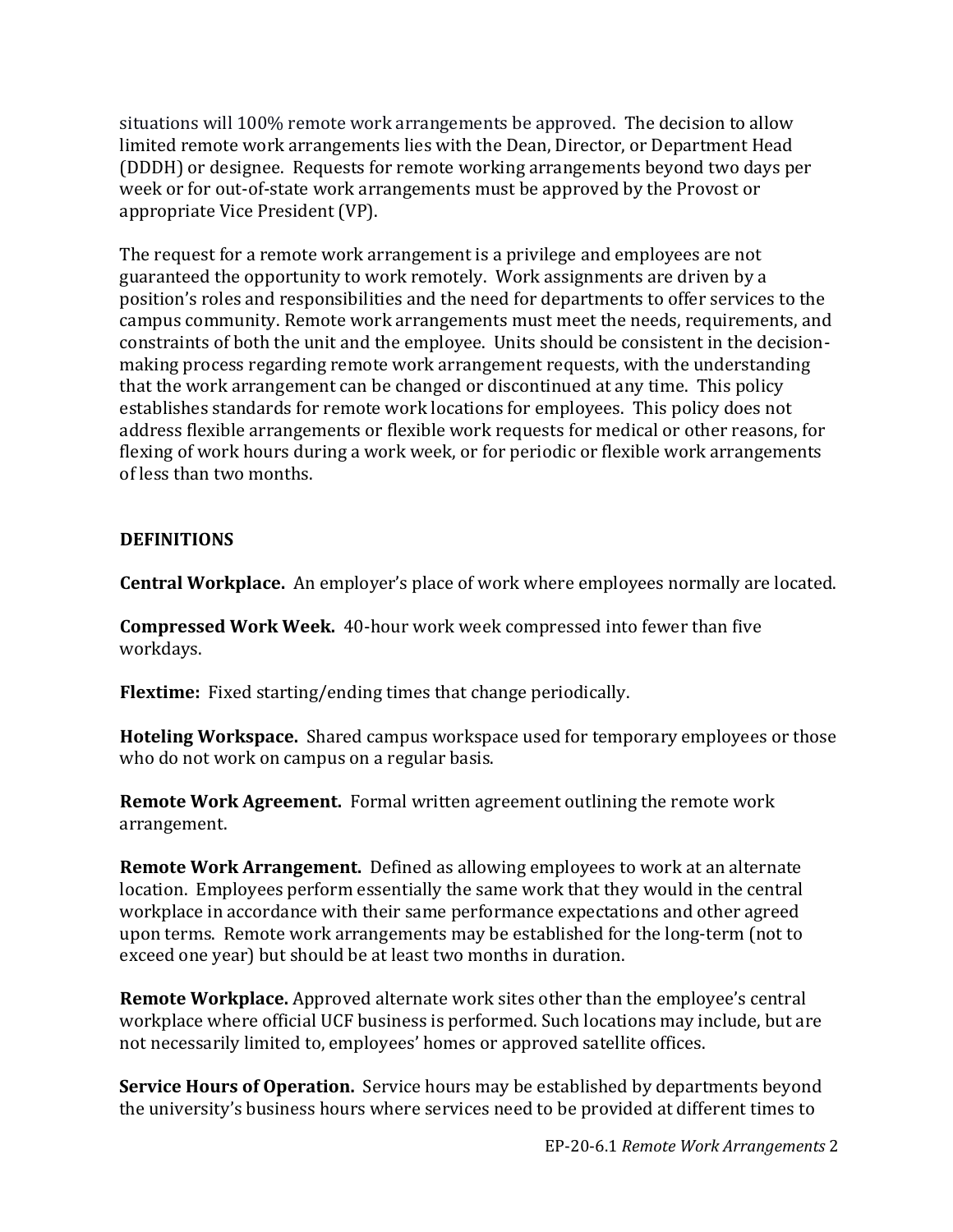situations will 100% remote work arrangements be approved. The decision to allow limited remote work arrangements lies with the Dean, Director, or Department Head (DDDH) or designee. Requests for remote working arrangements beyond two days per week or for out-of-state work arrangements must be approved by the Provost or appropriate Vice President (VP).

The request for a remote work arrangement is a privilege and employees are not guaranteed the opportunity to work remotely. Work assignments are driven by a position's roles and responsibilities and the need for departments to offer services to the campus community. Remote work arrangements must meet the needs, requirements, and constraints of both the unit and the employee. Units should be consistent in the decision-making process regarding remote work arrangement requests, with the understanding that the work arrangement can be changed or discontinued at any time. This policy establishes standards for remote work locations for employees. This policy does not address flexible arrangements or flexible work requests for medical or other reasons, for flexing of work hours during a work week, or for periodic or flexible work arrangements of less than two months.

## DEFINITIONS

**Central Workplace.** An employer's place of work where employees normally are located.

**Compressed Work Week.** 40-hour work week compressed into fewer than five workdays.

**Flextime:** Fixed starting/ending times that change periodically.

**Hoteling Workspace.** Shared campus workspace used for temporary employees or those who do not work on campus on a regular basis.

**Remote Work Agreement.** Formal written agreement outlining the remote work arrangement.

**Remote Work Arrangement.** Defined as allowing employees to work at an alternate location. Employees perform essentially the same work that they would in the central workplace in accordance with their same performance expectations and other agreed upon terms. Remote work arrangements may be established for the long-term (not to exceed one year) but should be at least two months in duration.

**Remote Workplace.** Approved alternate work sites other than the employee's central workplace where official UCF business is performed. Such locations may include, but are not necessarily limited to, employees' homes or approved satellite offices.

**Service Hours of Operation.** Service hours may be established by departments beyond the university's business hours where services need to be provided at different times to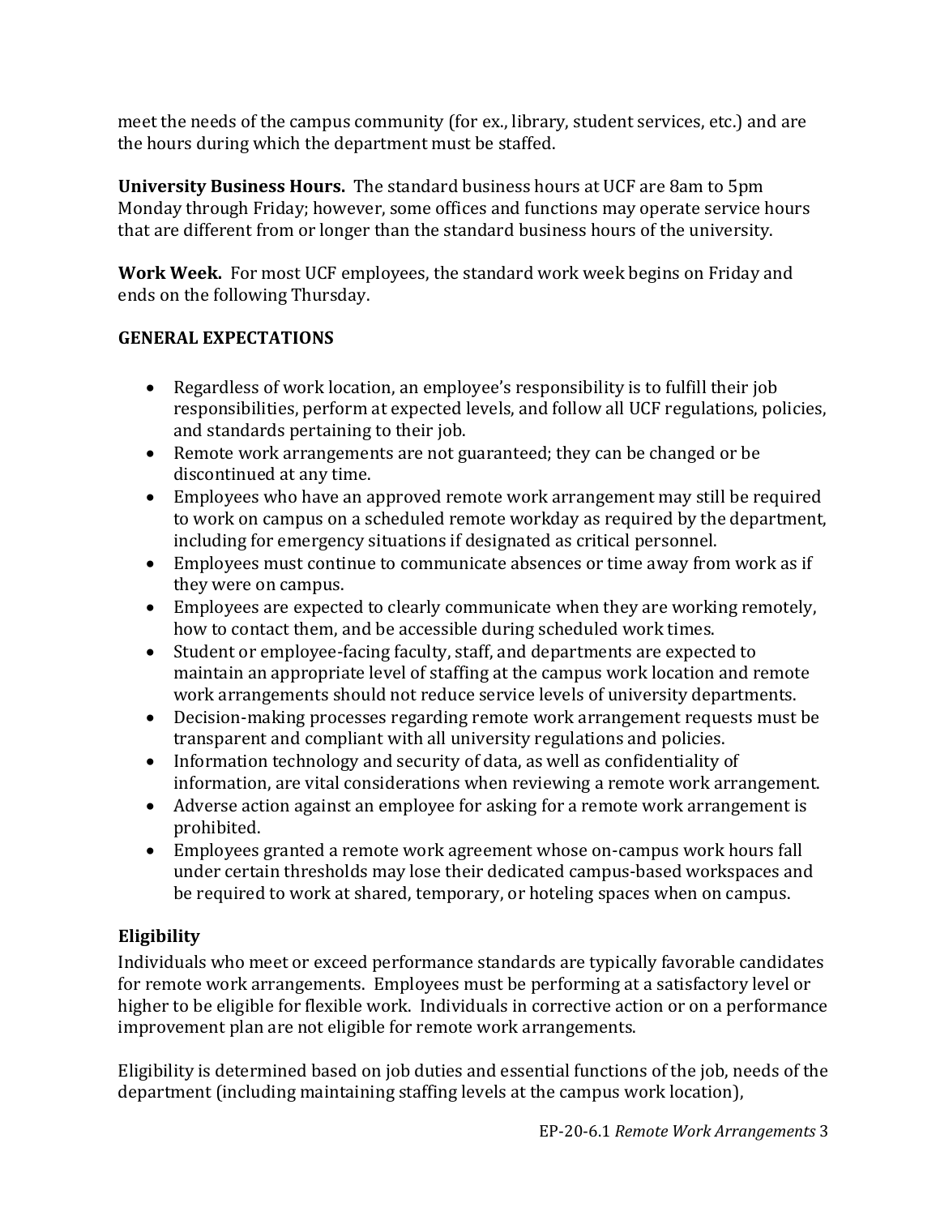meet the needs of the campus community (for ex., library, student services, etc.) and are the hours during which the department must be staffed.

**University Business Hours.** The standard business hours at UCF are 8am to 5pm Monday through Friday; however, some offices and functions may operate service hours that are different from or longer than the standard business hours of the university.

**Work Week.** For most UCF employees, the standard work week begins on Friday and ends on the following Thursday.

## GENERAL EXPECTATIONS

- Regardless of work location, an employee's responsibility is to fulfill their job responsibilities, perform at expected levels, and follow all UCF regulations, policies, and standards pertaining to their job.
- Remote work arrangements are not guaranteed; they can be changed or be discontinued at any time.
- Employees who have an approved remote work arrangement may still be required to work on campus on a scheduled remote workday as required by the department, including for emergency situations if designated as critical personnel.
- Employees must continue to communicate absences or time away from work as if they were on campus.
- Employees are expected to clearly communicate when they are working remotely, how to contact them, and be accessible during scheduled work times.
- Student or employee-facing faculty, staff, and departments are expected to maintain an appropriate level of staffing at the campus work location and remote work arrangements should not reduce service levels of university departments.
- Decision-making processes regarding remote work arrangement requests must be transparent and compliant with all university regulations and policies.
- Information technology and security of data, as well as confidentiality of information, are vital considerations when reviewing a remote work arrangement.
- Adverse action against an employee for asking for a remote work arrangement is prohibited.
- Employees granted a remote work agreement whose on-campus work hours fall under certain thresholds may lose their dedicated campus-based workspaces and be required to work at shared, temporary, or hoteling spaces when on campus.

### Eligibility

Individuals who meet or exceed performance standards are typically favorable candidates for remote work arrangements. Employees must be performing at a satisfactory level or higher to be eligible for flexible work. Individuals in corrective action or on a performance improvement plan are not eligible for remote work arrangements.

Eligibility is determined based on job duties and essential functions of the job, needs of the department (including maintaining staffing levels at the campus work location),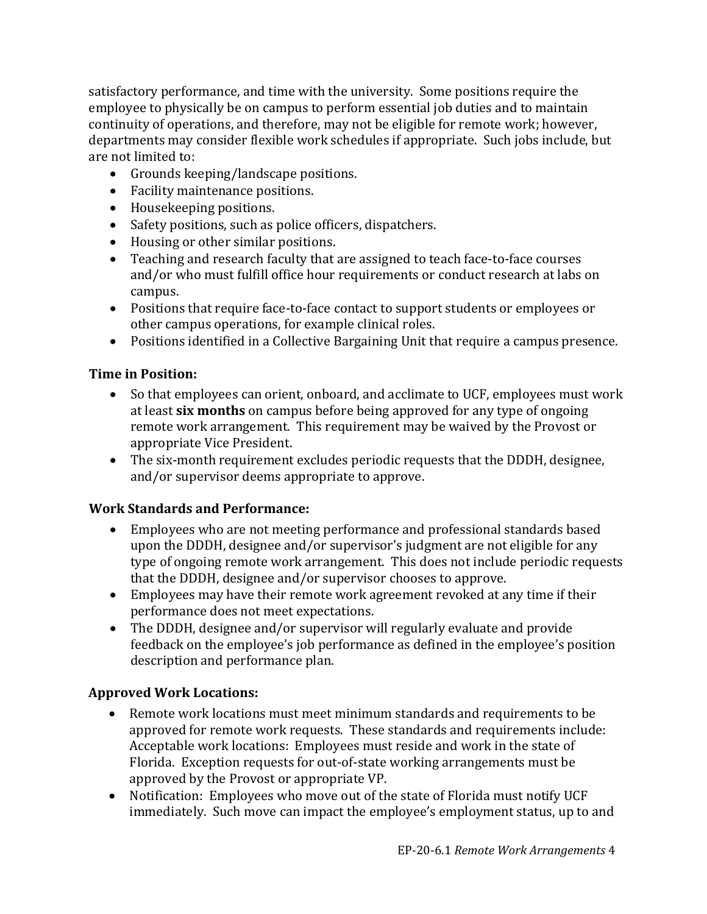satisfactory performance, and time with the university. Some positions require the employee to physically be on campus to perform essential job duties and to maintain continuity of operations, and therefore, may not be eligible for remote work; however, departments may consider flexible work schedules if appropriate. Such jobs include, but are not limited to:

- Grounds keeping/landscape positions.
- Facility maintenance positions.
- Housekeeping positions.
- Safety positions, such as police officers, dispatchers.
- Housing or other similar positions.
- Teaching and research faculty that are assigned to teach face-to-face courses and/or who must fulfill office hour requirements or conduct research at labs on campus.
- Positions that require face-to-face contact to support students or employees or other campus operations, for example clinical roles.
- Positions identified in a Collective Bargaining Unit that require a campus presence.

**Time in Position:**

- So that employees can orient, onboard, and acclimate to UCF, employees must work at least **six months** on campus before being approved for any type of ongoing remote work arrangement. This requirement may be waived by the Provost or appropriate Vice President.
- The six-month requirement excludes periodic requests that the DDDH, designee, and/or supervisor deems appropriate to approve.

**Work Standards and Performance:**

- Employees who are not meeting performance and professional standards based upon the DDDH, designee and/or supervisor's judgment are not eligible for any type of ongoing remote work arrangement. This does not include periodic requests that the DDDH, designee and/or supervisor chooses to approve.
- Employees may have their remote work agreement revoked at any time if their performance does not meet expectations.
- The DDDH, designee and/or supervisor will regularly evaluate and provide feedback on the employee's job performance as defined in the employee's position description and performance plan.

**Approved Work Locations:**

- Remote work locations must meet minimum standards and requirements to be approved for remote work requests. These standards and requirements include: Acceptable work locations: Employees must reside and work in the state of Florida. Exception requests for out-of-state working arrangements must be approved by the Provost or appropriate VP.
- Notification: Employees who move out of the state of Florida must notify UCF immediately. Such move can impact the employee's employment status, up to and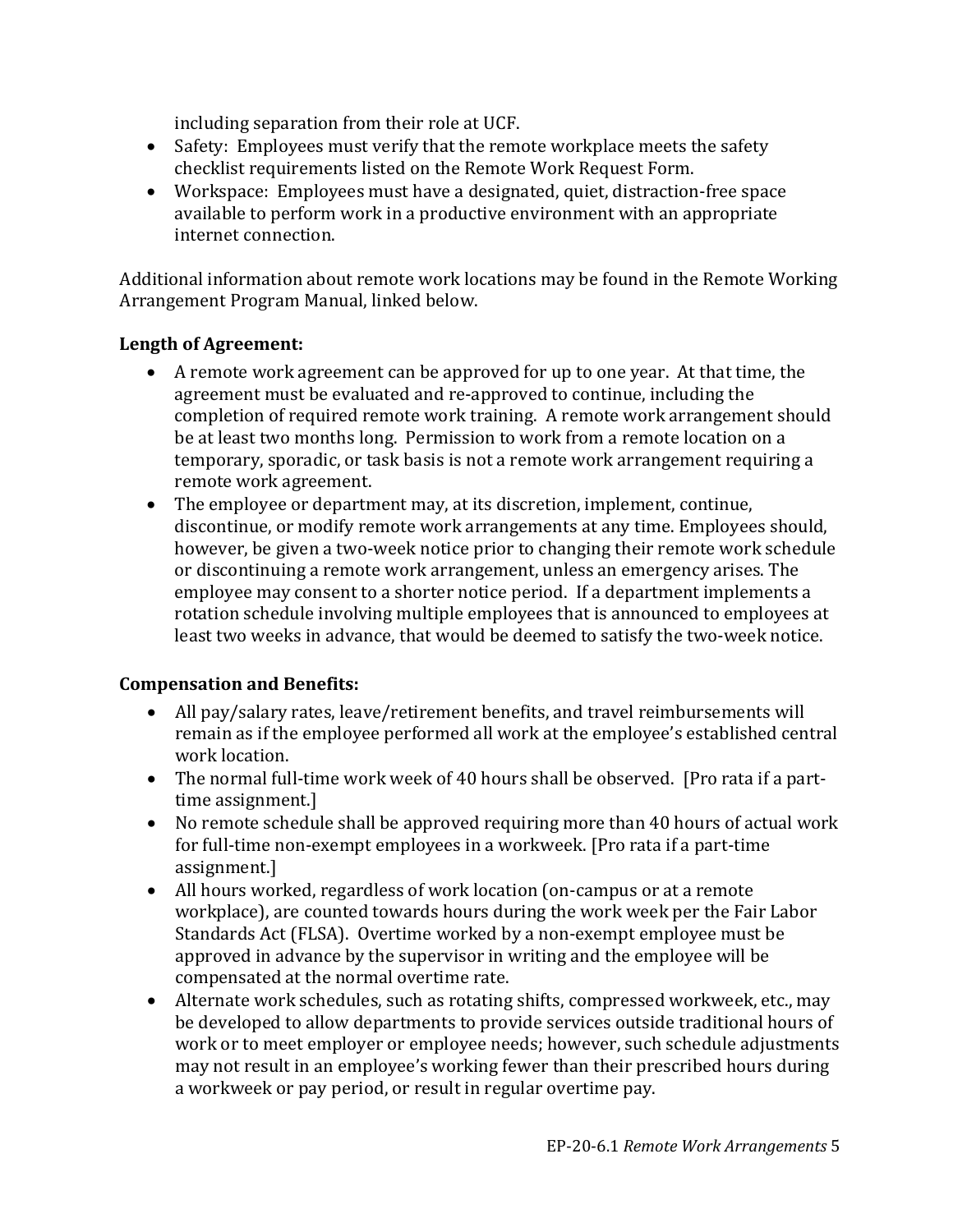including separation from their role at UCF.

- Safety: Employees must verify that the remote workplace meets the safety checklist requirements listed on the Remote Work Request Form.
- Workspace: Employees must have a designated, quiet, distraction-free space available to perform work in a productive environment with an appropriate internet connection.

Additional information about remote work locations may be found in the Remote Working Arrangement Program Manual, linked below.

**Length of Agreement:**

- A remote work agreement can be approved for up to one year. At that time, the agreement must be evaluated and re-approved to continue, including the completion of required remote work training. A remote work arrangement should be at least two months long. Permission to work from a remote location on a temporary, sporadic, or task basis is not a remote work arrangement requiring a remote work agreement.
- The employee or department may, at its discretion, implement, continue, discontinue, or modify remote work arrangements at any time. Employees should, however, be given a two-week notice prior to changing their remote work schedule or discontinuing a remote work arrangement, unless an emergency arises. The employee may consent to a shorter notice period. If a department implements a rotation schedule involving multiple employees that is announced to employees at least two weeks in advance, that would be deemed to satisfy the two-week notice.

**Compensation and Benefits:**

- All pay/salary rates, leave/retirement benefits, and travel reimbursements will remain as if the employee performed all work at the employee's established central work location.
- The normal full-time work week of 40 hours shall be observed. [Pro rata if a part-time assignment.]
- No remote schedule shall be approved requiring more than 40 hours of actual work for full-time non-exempt employees in a workweek. [Pro rata if a part-time assignment.]
- All hours worked, regardless of work location (on-campus or at a remote workplace), are counted towards hours during the work week per the Fair Labor Standards Act (FLSA). Overtime worked by a non-exempt employee must be approved in advance by the supervisor in writing and the employee will be compensated at the normal overtime rate.
- Alternate work schedules, such as rotating shifts, compressed workweek, etc., may be developed to allow departments to provide services outside traditional hours of work or to meet employer or employee needs; however, such schedule adjustments may not result in an employee's working fewer than their prescribed hours during a workweek or pay period, or result in regular overtime pay.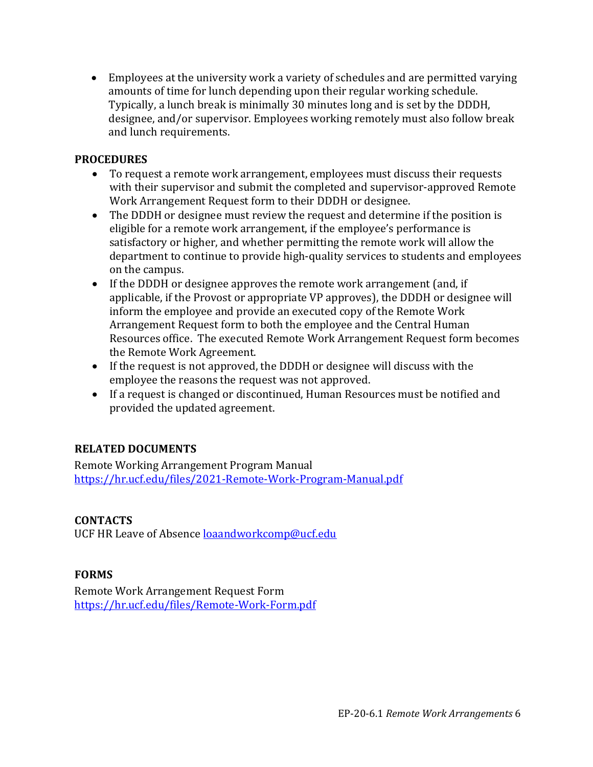- Employees at the university work a variety of schedules and are permitted varying amounts of time for lunch depending upon their regular working schedule. Typically, a lunch break is minimally 30 minutes long and is set by the DDDH, designee, and/or supervisor. Employees working remotely must also follow break and lunch requirements.

**PROCEDURES**

- To request a remote work arrangement, employees must discuss their requests with their supervisor and submit the completed and supervisor-approved Remote Work Arrangement Request form to their DDDH or designee.
- The DDDH or designee must review the request and determine if the position is eligible for a remote work arrangement, if the employee's performance is satisfactory or higher, and whether permitting the remote work will allow the department to continue to provide high-quality services to students and employees on the campus.
- If the DDDH or designee approves the remote work arrangement (and, if applicable, if the Provost or appropriate VP approves), the DDDH or designee will inform the employee and provide an executed copy of the Remote Work Arrangement Request form to both the employee and the Central Human Resources office. The executed Remote Work Arrangement Request form becomes the Remote Work Agreement.
- If the request is not approved, the DDDH or designee will discuss with the employee the reasons the request was not approved.
- If a request is changed or discontinued, Human Resources must be notified and provided the updated agreement.

**RELATED DOCUMENTS**

Remote Working Arrangement Program Manual
https://hr.ucf.edu/files/2021-Remote-Work-Program-Manual.pdf

**CONTACTS**

UCF HR Leave of Absence loaandworkcomp@ucf.edu

**FORMS**

Remote Work Arrangement Request Form
https://hr.ucf.edu/files/Remote-Work-Form.pdf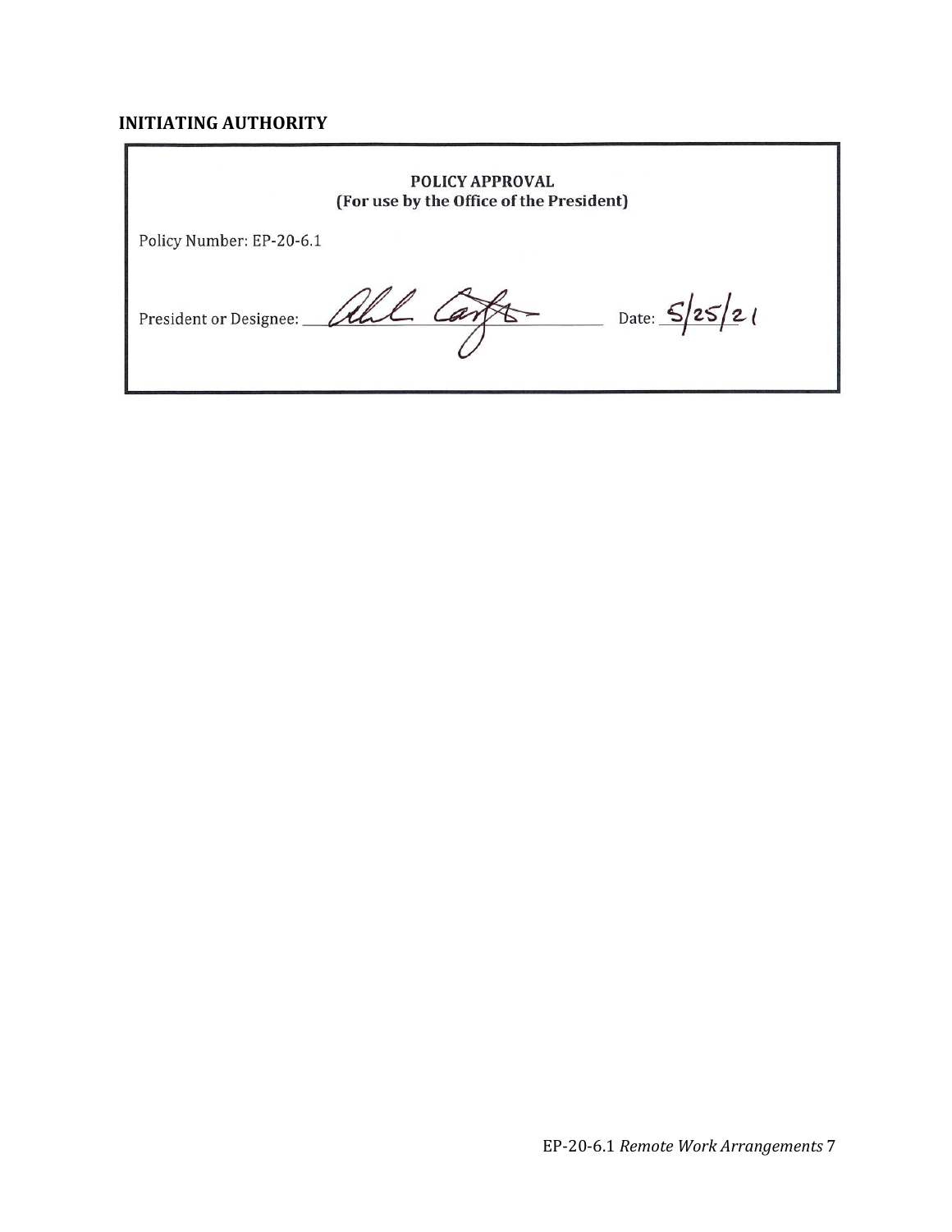## INITIATING AUTHORITY

**POLICY APPROVAL**
**(For use by the Office of the President)**

Policy Number: EP-20-6.1

President or Designee: ______________________ Date: 5/25/21